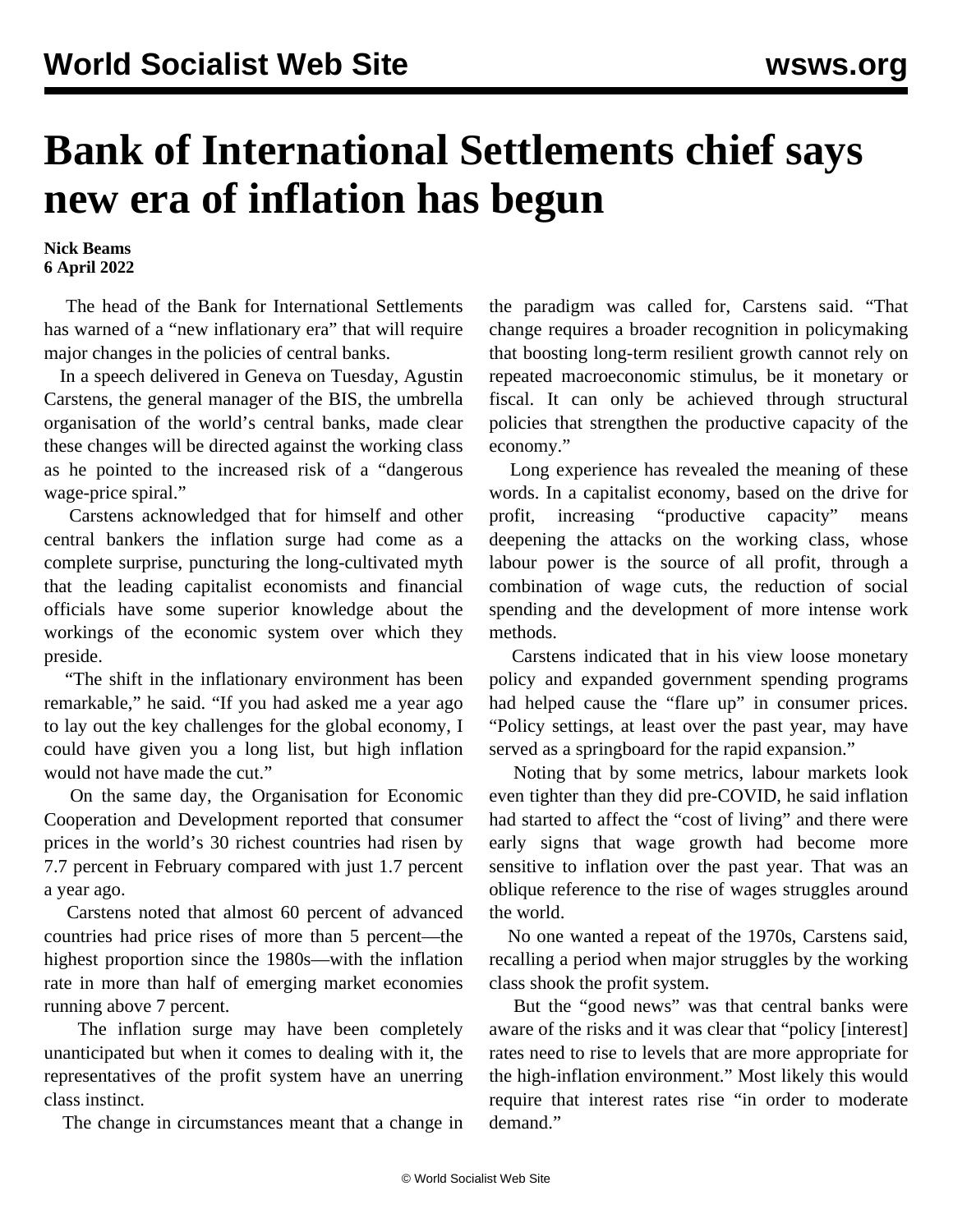# Bank of International Settlements chief says new era of inflation has begun

**Nick Beams**
**6 April 2022**

The head of the Bank for International Settlements has warned of a "new inflationary era" that will require major changes in the policies of central banks.

In a speech delivered in Geneva on Tuesday, Agustin Carstens, the general manager of the BIS, the umbrella organisation of the world's central banks, made clear these changes will be directed against the working class as he pointed to the increased risk of a "dangerous wage-price spiral."

Carstens acknowledged that for himself and other central bankers the inflation surge had come as a complete surprise, puncturing the long-cultivated myth that the leading capitalist economists and financial officials have some superior knowledge about the workings of the economic system over which they preside.

"The shift in the inflationary environment has been remarkable," he said. "If you had asked me a year ago to lay out the key challenges for the global economy, I could have given you a long list, but high inflation would not have made the cut."

On the same day, the Organisation for Economic Cooperation and Development reported that consumer prices in the world's 30 richest countries had risen by 7.7 percent in February compared with just 1.7 percent a year ago.

Carstens noted that almost 60 percent of advanced countries had price rises of more than 5 percent—the highest proportion since the 1980s—with the inflation rate in more than half of emerging market economies running above 7 percent.

The inflation surge may have been completely unanticipated but when it comes to dealing with it, the representatives of the profit system have an unerring class instinct.

The change in circumstances meant that a change in the paradigm was called for, Carstens said. "That change requires a broader recognition in policymaking that boosting long-term resilient growth cannot rely on repeated macroeconomic stimulus, be it monetary or fiscal. It can only be achieved through structural policies that strengthen the productive capacity of the economy."

Long experience has revealed the meaning of these words. In a capitalist economy, based on the drive for profit, increasing "productive capacity" means deepening the attacks on the working class, whose labour power is the source of all profit, through a combination of wage cuts, the reduction of social spending and the development of more intense work methods.

Carstens indicated that in his view loose monetary policy and expanded government spending programs had helped cause the "flare up" in consumer prices. "Policy settings, at least over the past year, may have served as a springboard for the rapid expansion."

Noting that by some metrics, labour markets look even tighter than they did pre-COVID, he said inflation had started to affect the "cost of living" and there were early signs that wage growth had become more sensitive to inflation over the past year. That was an oblique reference to the rise of wages struggles around the world.

No one wanted a repeat of the 1970s, Carstens said, recalling a period when major struggles by the working class shook the profit system.

But the "good news" was that central banks were aware of the risks and it was clear that "policy [interest] rates need to rise to levels that are more appropriate for the high-inflation environment." Most likely this would require that interest rates rise "in order to moderate demand."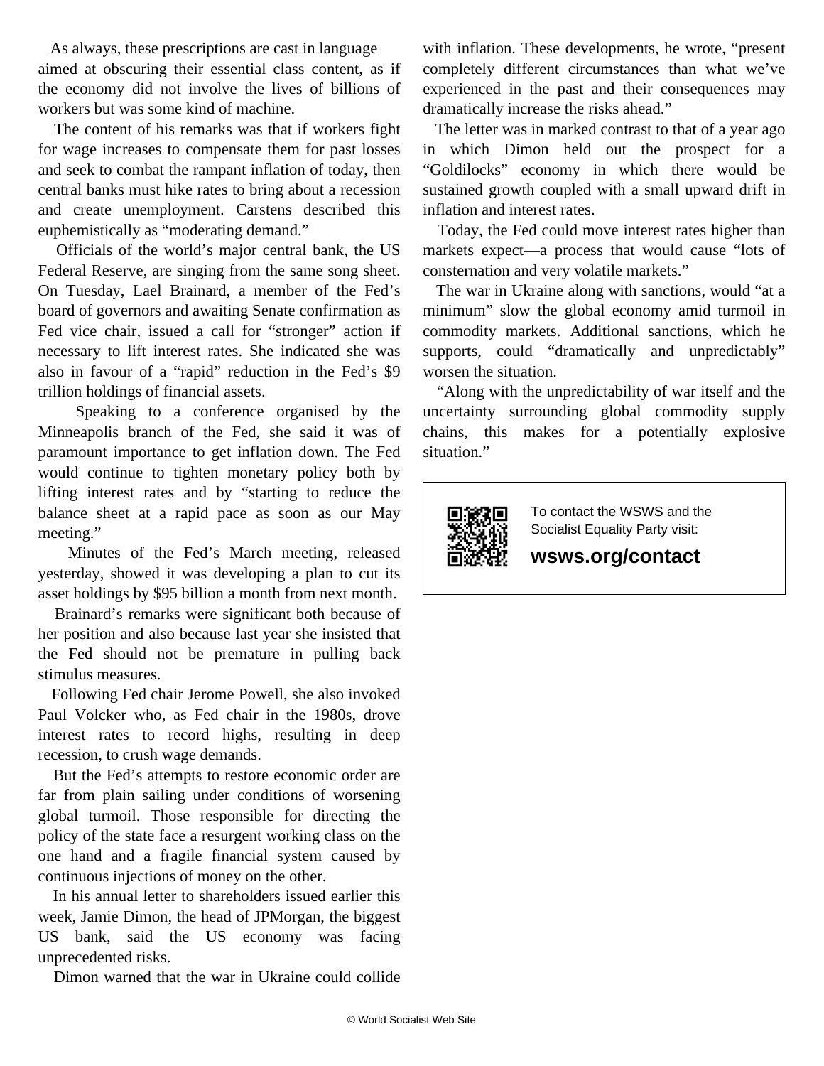As always, these prescriptions are cast in language aimed at obscuring their essential class content, as if the economy did not involve the lives of billions of workers but was some kind of machine.

The content of his remarks was that if workers fight for wage increases to compensate them for past losses and seek to combat the rampant inflation of today, then central banks must hike rates to bring about a recession and create unemployment. Carstens described this euphemistically as "moderating demand."

Officials of the world's major central bank, the US Federal Reserve, are singing from the same song sheet. On Tuesday, Lael Brainard, a member of the Fed's board of governors and awaiting Senate confirmation as Fed vice chair, issued a call for "stronger" action if necessary to lift interest rates. She indicated she was also in favour of a "rapid" reduction in the Fed's $9 trillion holdings of financial assets.

Speaking to a conference organised by the Minneapolis branch of the Fed, she said it was of paramount importance to get inflation down. The Fed would continue to tighten monetary policy both by lifting interest rates and by "starting to reduce the balance sheet at a rapid pace as soon as our May meeting."

Minutes of the Fed's March meeting, released yesterday, showed it was developing a plan to cut its asset holdings by $95 billion a month from next month.

Brainard's remarks were significant both because of her position and also because last year she insisted that the Fed should not be premature in pulling back stimulus measures.

Following Fed chair Jerome Powell, she also invoked Paul Volcker who, as Fed chair in the 1980s, drove interest rates to record highs, resulting in deep recession, to crush wage demands.

But the Fed's attempts to restore economic order are far from plain sailing under conditions of worsening global turmoil. Those responsible for directing the policy of the state face a resurgent working class on the one hand and a fragile financial system caused by continuous injections of money on the other.

In his annual letter to shareholders issued earlier this week, Jamie Dimon, the head of JPMorgan, the biggest US bank, said the US economy was facing unprecedented risks.

Dimon warned that the war in Ukraine could collide with inflation. These developments, he wrote, "present completely different circumstances than what we've experienced in the past and their consequences may dramatically increase the risks ahead."

The letter was in marked contrast to that of a year ago in which Dimon held out the prospect for a "Goldilocks" economy in which there would be sustained growth coupled with a small upward drift in inflation and interest rates.

Today, the Fed could move interest rates higher than markets expect—a process that would cause "lots of consternation and very volatile markets."

The war in Ukraine along with sanctions, would "at a minimum" slow the global economy amid turmoil in commodity markets. Additional sanctions, which he supports, could "dramatically and unpredictably" worsen the situation.

"Along with the unpredictability of war itself and the uncertainty surrounding global commodity supply chains, this makes for a potentially explosive situation."

To contact the WSWS and the Socialist Equality Party visit:

**wsws.org/contact**